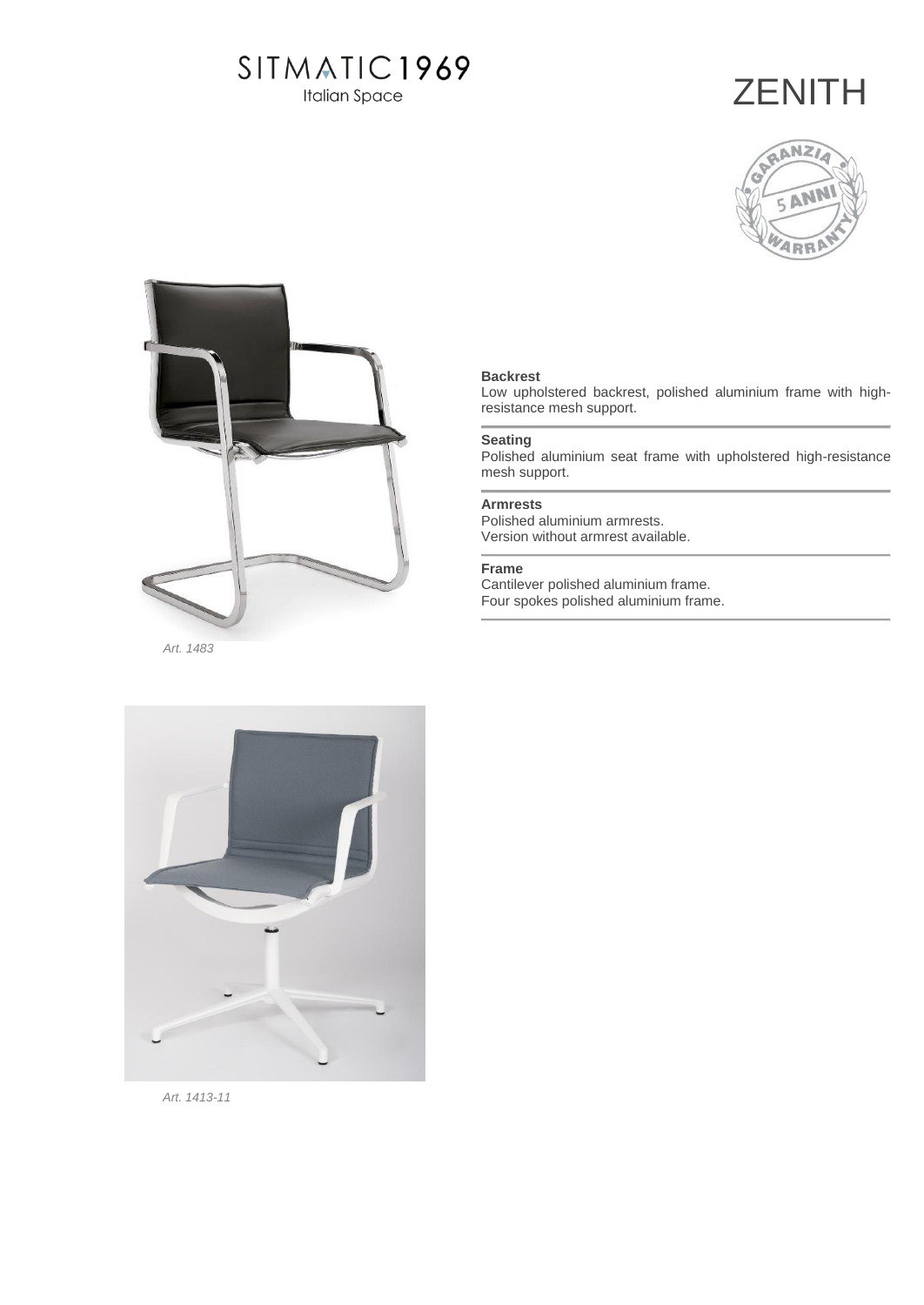SITMATIC1969
Italian Space

# ZENITH

GARANZIA 5 ANNI WARRANTY

*Art. 1483*

**Backrest**
Low upholstered backrest, polished aluminium frame with high-resistance mesh support.

**Seating**
Polished aluminium seat frame with upholstered high-resistance mesh support.

**Armrests**
Polished aluminium armrests.
Version without armrest available.

**Frame**
Cantilever polished aluminium frame.
Four spokes polished aluminium frame.

*Art. 1413-11*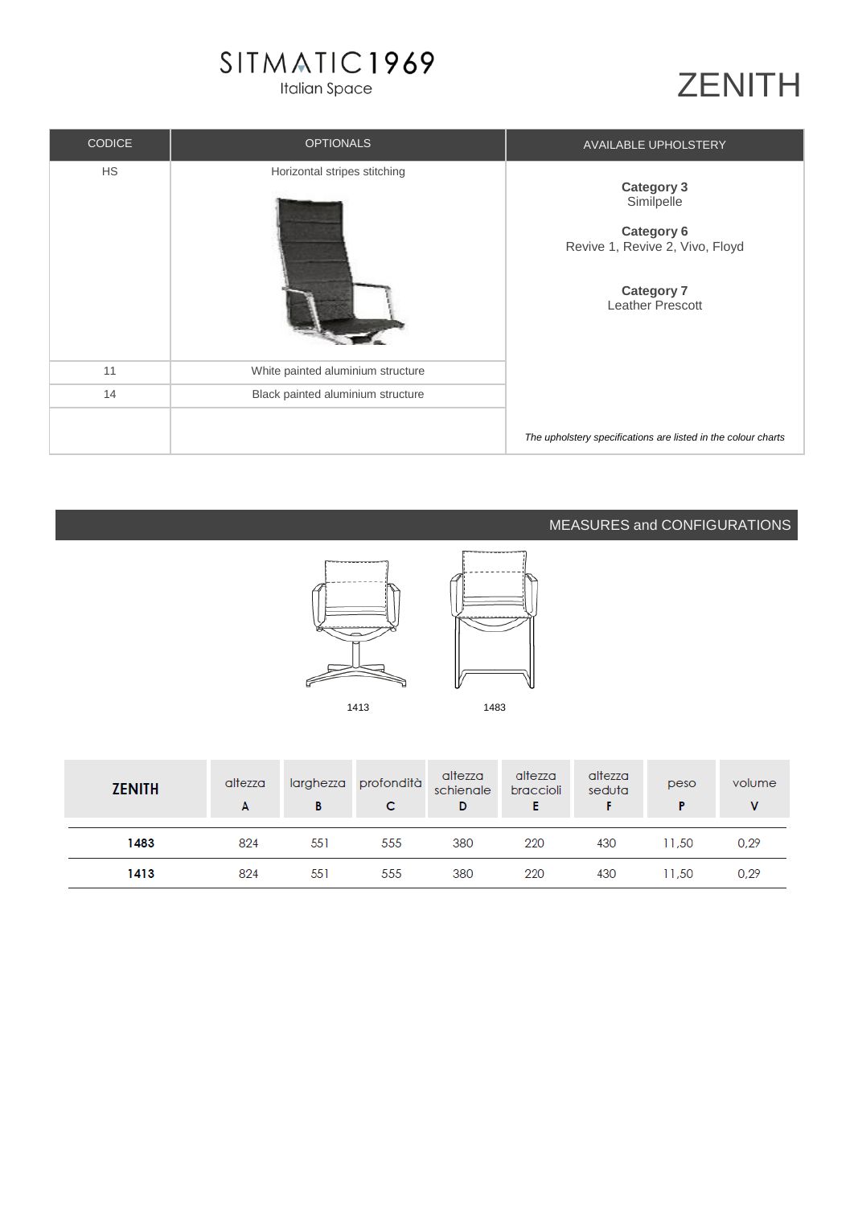SITMATIC1969
Italian Space

# ZENITH

| CODICE | OPTIONALS | AVAILABLE UPHOLSTERY |
|---|---|---|
| HS | Horizontal stripes stitching | **Category 3** Similpelle<br>**Category 6** Revive 1, Revive 2, Vivo, Floyd<br>**Category 7** Leather Prescott |
| 11 | White painted aluminium structure | |
| 14 | Black painted aluminium structure | |
| | | *The upholstery specifications are listed in the colour charts* |

## MEASURES and CONFIGURATIONS

1413 1483

| ZENITH | altezza A | larghezza B | profondità C | altezza schienale D | altezza braccioli E | altezza seduta F | peso P | volume V |
|---|---|---|---|---|---|---|---|---|
| **1483** | 824 | 551 | 555 | 380 | 220 | 430 | 11,50 | 0,29 |
| **1413** | 824 | 551 | 555 | 380 | 220 | 430 | 11,50 | 0,29 |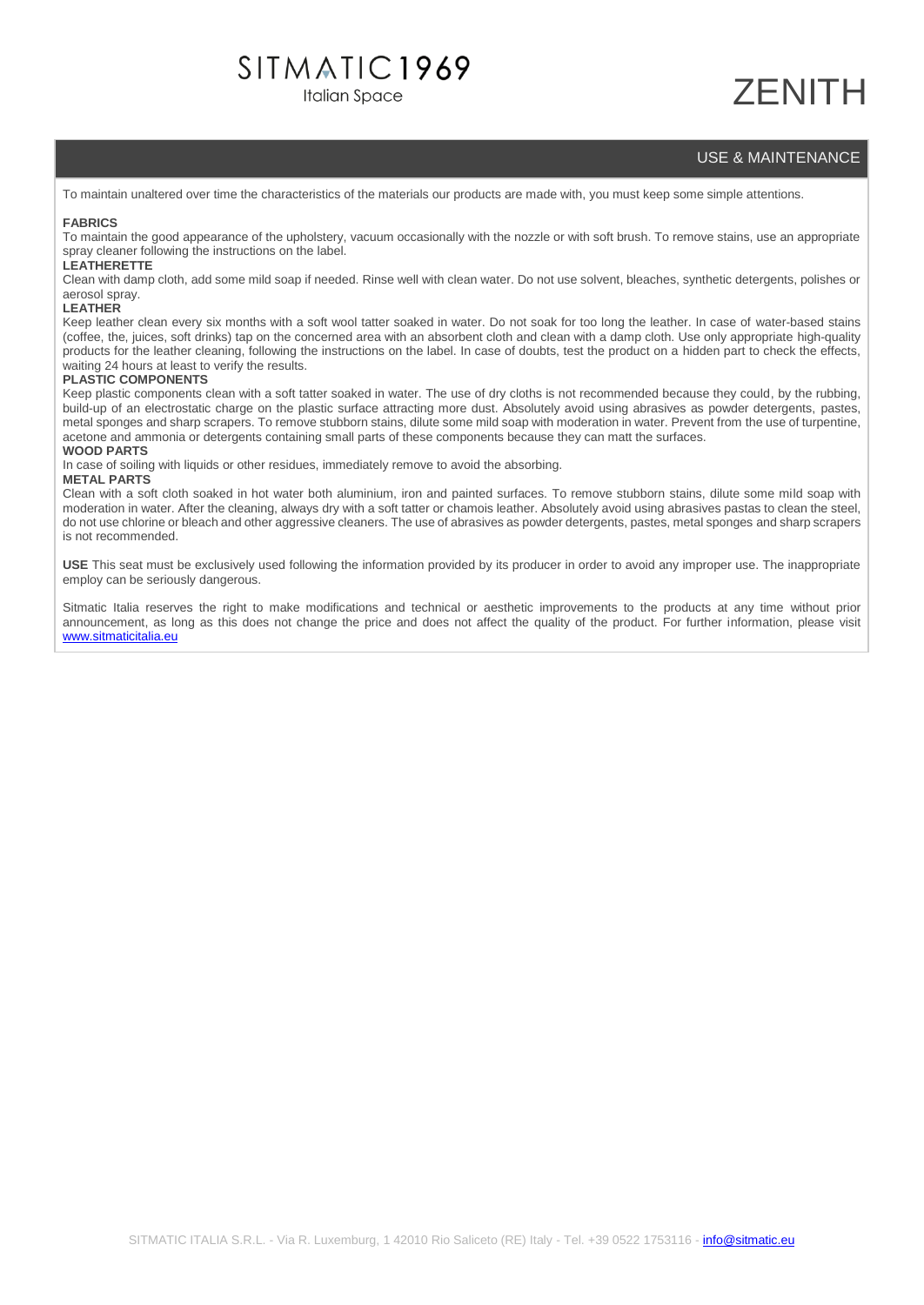# ZENITH

SITMATIC1969
Italian Space

## USE & MAINTENANCE

To maintain unaltered over time the characteristics of the materials our products are made with, you must keep some simple attentions.

**FABRICS**
To maintain the good appearance of the upholstery, vacuum occasionally with the nozzle or with soft brush. To remove stains, use an appropriate spray cleaner following the instructions on the label.

**LEATHERETTE**
Clean with damp cloth, add some mild soap if needed. Rinse well with clean water. Do not use solvent, bleaches, synthetic detergents, polishes or aerosol spray.

**LEATHER**
Keep leather clean every six months with a soft wool tatter soaked in water. Do not soak for too long the leather. In case of water-based stains (coffee, the, juices, soft drinks) tap on the concerned area with an absorbent cloth and clean with a damp cloth. Use only appropriate high-quality products for the leather cleaning, following the instructions on the label. In case of doubts, test the product on a hidden part to check the effects, waiting 24 hours at least to verify the results.

**PLASTIC COMPONENTS**
Keep plastic components clean with a soft tatter soaked in water. The use of dry cloths is not recommended because they could, by the rubbing, build-up of an electrostatic charge on the plastic surface attracting more dust. Absolutely avoid using abrasives as powder detergents, pastes, metal sponges and sharp scrapers. To remove stubborn stains, dilute some mild soap with moderation in water. Prevent from the use of turpentine, acetone and ammonia or detergents containing small parts of these components because they can matt the surfaces.

**WOOD PARTS**
In case of soiling with liquids or other residues, immediately remove to avoid the absorbing.

**METAL PARTS**
Clean with a soft cloth soaked in hot water both aluminium, iron and painted surfaces. To remove stubborn stains, dilute some mild soap with moderation in water. After the cleaning, always dry with a soft tatter or chamois leather. Absolutely avoid using abrasives pastas to clean the steel, do not use chlorine or bleach and other aggressive cleaners. The use of abrasives as powder detergents, pastes, metal sponges and sharp scrapers is not recommended.

**USE** This seat must be exclusively used following the information provided by its producer in order to avoid any improper use. The inappropriate employ can be seriously dangerous.

Sitmatic Italia reserves the right to make modifications and technical or aesthetic improvements to the products at any time without prior announcement, as long as this does not change the price and does not affect the quality of the product. For further information, please visit www.sitmaticitalia.eu

SITMATIC ITALIA S.R.L. - Via R. Luxemburg, 1 42010 Rio Saliceto (RE) Italy - Tel. +39 0522 1753116 - info@sitmatic.eu